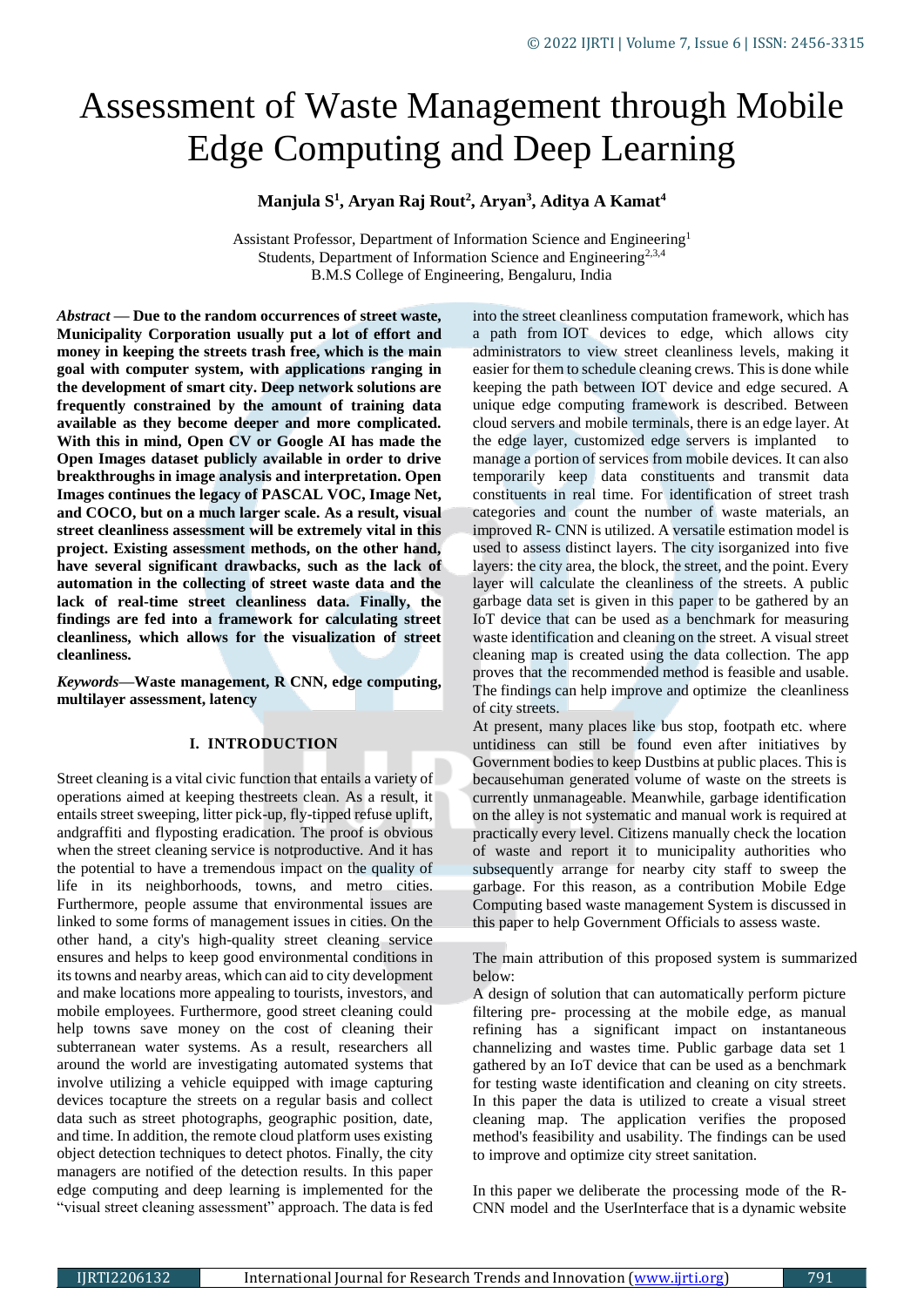# Assessment of Waste Management through Mobile Edge Computing and Deep Learning

**Manjula S[1], Aryan Raj Rout[2], Aryan[3], Aditya A Kamat[4]**

Assistant Professor, Department of Information Science and Engineering[1]
Students, Department of Information Science and Engineering[2,3,4]
B.M.S College of Engineering, Bengaluru, India

*Abstract* — **Due to the random occurrences of street waste, Municipality Corporation usually put a lot of effort and money in keeping the streets trash free, which is the main goal with computer system, with applications ranging in the development of smart city. Deep network solutions are frequently constrained by the amount of training data available as they become deeper and more complicated. With this in mind, Open CV or Google AI has made the Open Images dataset publicly available in order to drive breakthroughs in image analysis and interpretation. Open Images continues the legacy of PASCAL VOC, Image Net, and COCO, but on a much larger scale. As a result, visual street cleanliness assessment will be extremely vital in this project. Existing assessment methods, on the other hand, have several significant drawbacks, such as the lack of automation in the collecting of street waste data and the lack of real-time street cleanliness data. Finally, the findings are fed into a framework for calculating street cleanliness, which allows for the visualization of street cleanliness.**

*Keywords*—**Waste management, R CNN, edge computing, multilayer assessment, latency**

## I. INTRODUCTION

Street cleaning is a vital civic function that entails a variety of operations aimed at keeping thestreets clean. As a result, it entails street sweeping, litter pick-up, fly-tipped refuse uplift, andgraffiti and flyposting eradication. The proof is obvious when the street cleaning service is notproductive. And it has the potential to have a tremendous impact on the quality of life in its neighborhoods, towns, and metro cities. Furthermore, people assume that environmental issues are linked to some forms of management issues in cities. On the other hand, a city's high-quality street cleaning service ensures and helps to keep good environmental conditions in its towns and nearby areas, which can aid to city development and make locations more appealing to tourists, investors, and mobile employees. Furthermore, good street cleaning could help towns save money on the cost of cleaning their subterranean water systems. As a result, researchers all around the world are investigating automated systems that involve utilizing a vehicle equipped with image capturing devices tocapture the streets on a regular basis and collect data such as street photographs, geographic position, date, and time. In addition, the remote cloud platform uses existing object detection techniques to detect photos. Finally, the city managers are notified of the detection results. In this paper edge computing and deep learning is implemented for the "visual street cleaning assessment" approach. The data is fed into the street cleanliness computation framework, which has a path from IOT devices to edge, which allows city administrators to view street cleanliness levels, making it easier for them to schedule cleaning crews. This is done while keeping the path between IOT device and edge secured. A unique edge computing framework is described. Between cloud servers and mobile terminals, there is an edge layer. At the edge layer, customized edge servers is implanted to manage a portion of services from mobile devices. It can also temporarily keep data constituents and transmit data constituents in real time. For identification of street trash categories and count the number of waste materials, an improved R- CNN is utilized. A versatile estimation model is used to assess distinct layers. The city isorganized into five layers: the city area, the block, the street, and the point. Every layer will calculate the cleanliness of the streets. A public garbage data set is given in this paper to be gathered by an IoT device that can be used as a benchmark for measuring waste identification and cleaning on the street. A visual street cleaning map is created using the data collection. The app proves that the recommended method is feasible and usable. The findings can help improve and optimize the cleanliness of city streets.

At present, many places like bus stop, footpath etc. where untidiness can still be found even after initiatives by Government bodies to keep Dustbins at public places. This is becausehuman generated volume of waste on the streets is currently unmanageable. Meanwhile, garbage identification on the alley is not systematic and manual work is required at practically every level. Citizens manually check the location of waste and report it to municipality authorities who subsequently arrange for nearby city staff to sweep the garbage. For this reason, as a contribution Mobile Edge Computing based waste management System is discussed in this paper to help Government Officials to assess waste.

The main attribution of this proposed system is summarized below:

A design of solution that can automatically perform picture filtering pre- processing at the mobile edge, as manual refining has a significant impact on instantaneous channelizing and wastes time. Public garbage data set 1 gathered by an IoT device that can be used as a benchmark for testing waste identification and cleaning on city streets. In this paper the data is utilized to create a visual street cleaning map. The application verifies the proposed method's feasibility and usability. The findings can be used to improve and optimize city street sanitation.

In this paper we deliberate the processing mode of the R-CNN model and the UserInterface that is a dynamic website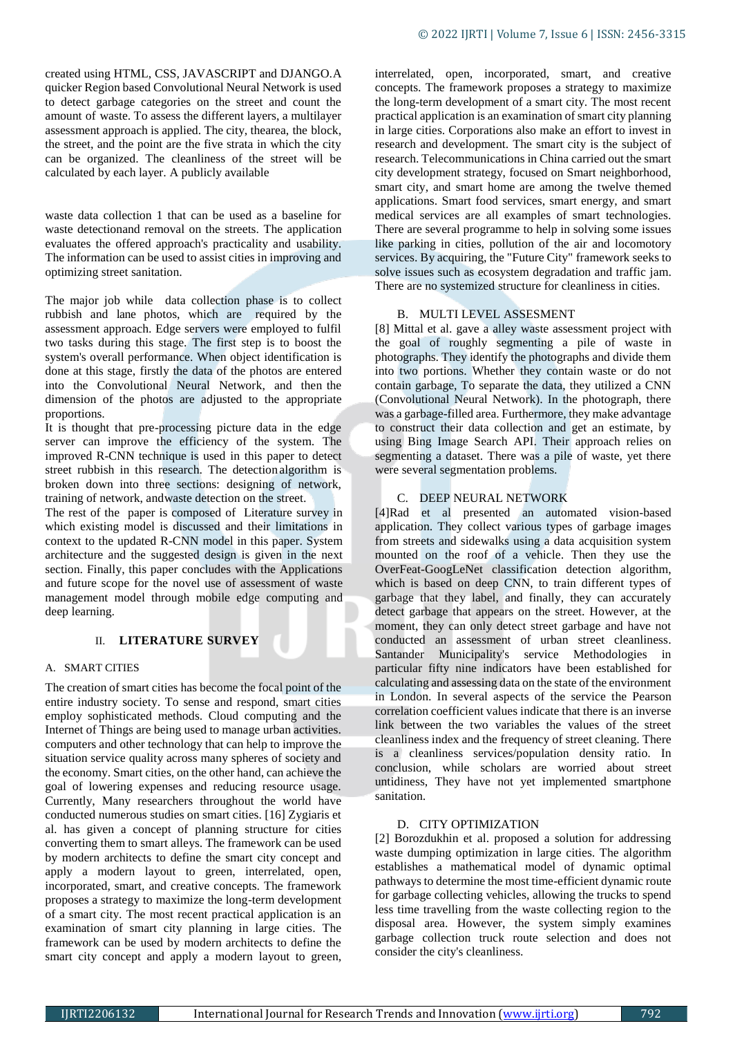created using HTML, CSS, JAVASCRIPT and DJANGO.A quicker Region based Convolutional Neural Network is used to detect garbage categories on the street and count the amount of waste. To assess the different layers, a multilayer assessment approach is applied. The city, thearea, the block, the street, and the point are the five strata in which the city can be organized. The cleanliness of the street will be calculated by each layer. A publicly available

waste data collection 1 that can be used as a baseline for waste detectionand removal on the streets. The application evaluates the offered approach's practicality and usability. The information can be used to assist cities in improving and optimizing street sanitation.

The major job while data collection phase is to collect rubbish and lane photos, which are required by the assessment approach. Edge servers were employed to fulfil two tasks during this stage. The first step is to boost the system's overall performance. When object identification is done at this stage, firstly the data of the photos are entered into the Convolutional Neural Network, and then the dimension of the photos are adjusted to the appropriate proportions.

It is thought that pre-processing picture data in the edge server can improve the efficiency of the system. The improved R-CNN technique is used in this paper to detect street rubbish in this research. The detection algorithm is broken down into three sections: designing of network, training of network, andwaste detection on the street.

The rest of the paper is composed of Literature survey in which existing model is discussed and their limitations in context to the updated R-CNN model in this paper. System architecture and the suggested design is given in the next section. Finally, this paper concludes with the Applications and future scope for the novel use of assessment of waste management model through mobile edge computing and deep learning.

## II. LITERATURE SURVEY

### A. SMART CITIES

The creation of smart cities has become the focal point of the entire industry society. To sense and respond, smart cities employ sophisticated methods. Cloud computing and the Internet of Things are being used to manage urban activities. computers and other technology that can help to improve the situation service quality across many spheres of society and the economy. Smart cities, on the other hand, can achieve the goal of lowering expenses and reducing resource usage. Currently, Many researchers throughout the world have conducted numerous studies on smart cities. [16] Zygiaris et al. has given a concept of planning structure for cities converting them to smart alleys. The framework can be used by modern architects to define the smart city concept and apply a modern layout to green, interrelated, open, incorporated, smart, and creative concepts. The framework proposes a strategy to maximize the long-term development of a smart city. The most recent practical application is an examination of smart city planning in large cities. The framework can be used by modern architects to define the smart city concept and apply a modern layout to green, interrelated, open, incorporated, smart, and creative concepts. The framework proposes a strategy to maximize the long-term development of a smart city. The most recent practical application is an examination of smart city planning in large cities. Corporations also make an effort to invest in research and development. The smart city is the subject of research. Telecommunications in China carried out the smart city development strategy, focused on Smart neighborhood, smart city, and smart home are among the twelve themed applications. Smart food services, smart energy, and smart medical services are all examples of smart technologies. There are several programme to help in solving some issues like parking in cities, pollution of the air and locomotory services. By acquiring, the "Future City" framework seeks to solve issues such as ecosystem degradation and traffic jam. There are no systemized structure for cleanliness in cities.

### B. MULTI LEVEL ASSESMENT

[8] Mittal et al. gave a alley waste assessment project with the goal of roughly segmenting a pile of waste in photographs. They identify the photographs and divide them into two portions. Whether they contain waste or do not contain garbage, To separate the data, they utilized a CNN (Convolutional Neural Network). In the photograph, there was a garbage-filled area. Furthermore, they make advantage to construct their data collection and get an estimate, by using Bing Image Search API. Their approach relies on segmenting a dataset. There was a pile of waste, yet there were several segmentation problems.

### C. DEEP NEURAL NETWORK

[4]Rad et al presented an automated vision-based application. They collect various types of garbage images from streets and sidewalks using a data acquisition system mounted on the roof of a vehicle. Then they use the OverFeat-GoogLeNet classification detection algorithm, which is based on deep CNN, to train different types of garbage that they label, and finally, they can accurately detect garbage that appears on the street. However, at the moment, they can only detect street garbage and have not conducted an assessment of urban street cleanliness. Santander Municipality's service Methodologies in particular fifty nine indicators have been established for calculating and assessing data on the state of the environment in London. In several aspects of the service the Pearson correlation coefficient values indicate that there is an inverse link between the two variables the values of the street cleanliness index and the frequency of street cleaning. There is a cleanliness services/population density ratio. In conclusion, while scholars are worried about street untidiness, They have not yet implemented smartphone sanitation.

### D. CITY OPTIMIZATION

[2] Borozdukhin et al. proposed a solution for addressing waste dumping optimization in large cities. The algorithm establishes a mathematical model of dynamic optimal pathways to determine the most time-efficient dynamic route for garbage collecting vehicles, allowing the trucks to spend less time travelling from the waste collecting region to the disposal area. However, the system simply examines garbage collection truck route selection and does not consider the city's cleanliness.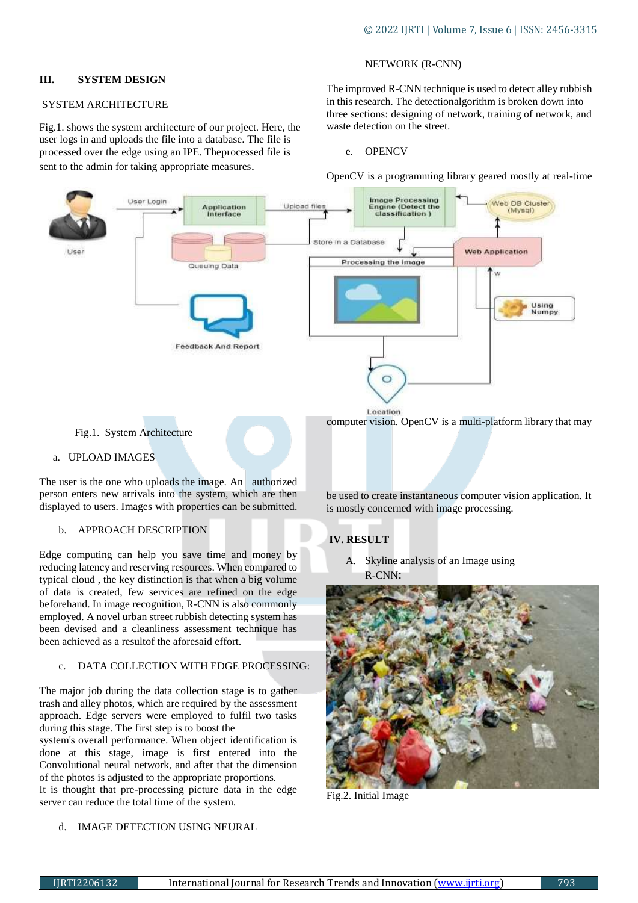## III. SYSTEM DESIGN

SYSTEM ARCHITECTURE

Fig.1. shows the system architecture of our project. Here, the user logs in and uploads the file into a database. The file is processed over the edge using an IPE. Theprocessed file is sent to the admin for taking appropriate measures.

Fig.1. System Architecture

a. UPLOAD IMAGES

The user is the one who uploads the image. An authorized person enters new arrivals into the system, which are then displayed to users. Images with properties can be submitted.

b. APPROACH DESCRIPTION

Edge computing can help you save time and money by reducing latency and reserving resources. When compared to typical cloud , the key distinction is that when a big volume of data is created, few services are refined on the edge beforehand. In image recognition, R-CNN is also commonly employed. A novel urban street rubbish detecting system has been devised and a cleanliness assessment technique has been achieved as a resultof the aforesaid effort.

c. DATA COLLECTION WITH EDGE PROCESSING:

The major job during the data collection stage is to gather trash and alley photos, which are required by the assessment approach. Edge servers were employed to fulfil two tasks during this stage. The first step is to boost the system's overall performance. When object identification is done at this stage, image is first entered into the Convolutional neural network, and after that the dimension of the photos is adjusted to the appropriate proportions. It is thought that pre-processing picture data in the edge server can reduce the total time of the system.

d. IMAGE DETECTION USING NEURAL NETWORK (R-CNN)

The improved R-CNN technique is used to detect alley rubbish in this research. The detectionalgorithm is broken down into three sections: designing of network, training of network, and waste detection on the street.

e. OPENCV

OpenCV is a programming library geared mostly at real-time computer vision. OpenCV is a multi-platform library that may be used to create instantaneous computer vision application. It is mostly concerned with image processing.

## IV. RESULT

A. Skyline analysis of an Image using R-CNN:

Fig.2. Initial Image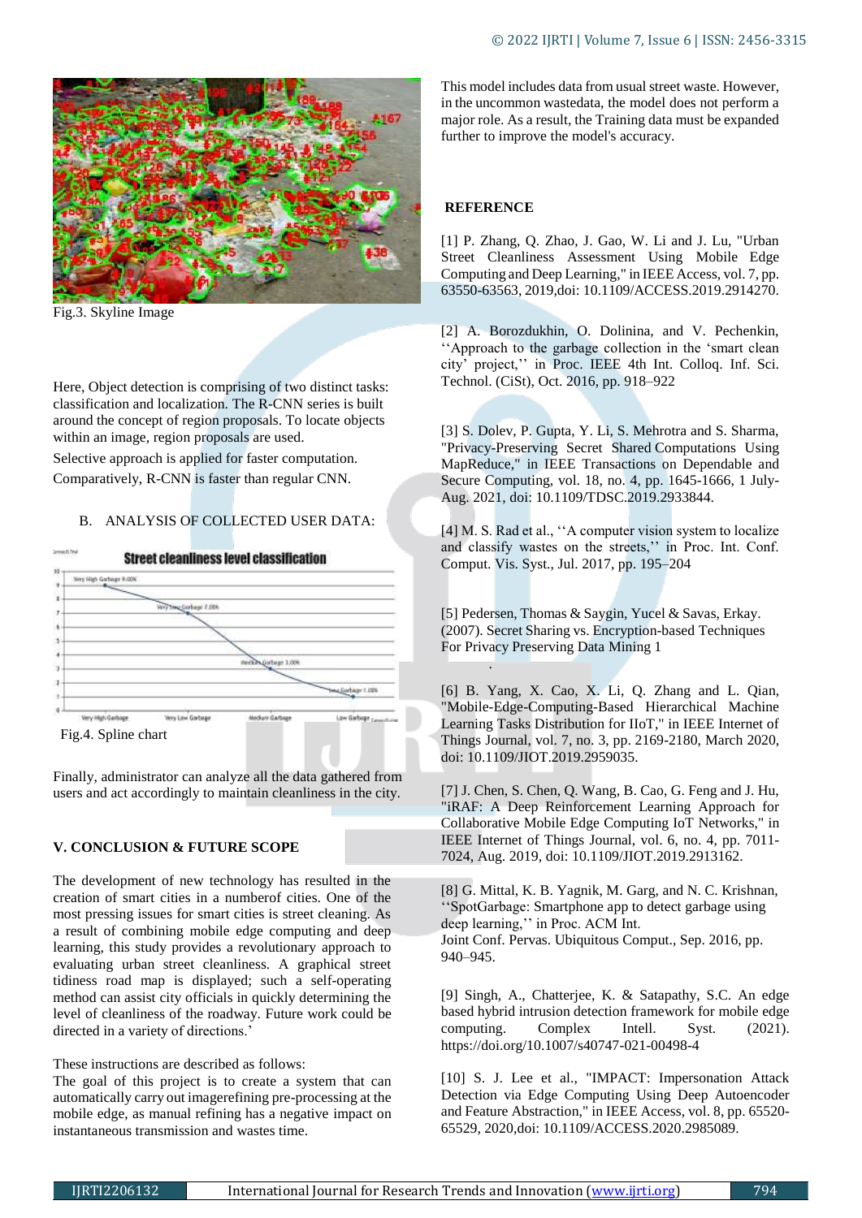Fig.3. Skyline Image

Here, Object detection is comprising of two distinct tasks: classification and localization. The R-CNN series is built around the concept of region proposals. To locate objects within an image, region proposals are used.

Selective approach is applied for faster computation.

Comparatively, R-CNN is faster than regular CNN.

B. ANALYSIS OF COLLECTED USER DATA:

Fig.4. Spline chart

Finally, administrator can analyze all the data gathered from users and act accordingly to maintain cleanliness in the city.

## V. CONCLUSION & FUTURE SCOPE

The development of new technology has resulted in the creation of smart cities in a numberof cities. One of the most pressing issues for smart cities is street cleanliness. As a result of combining mobile edge computing and deep learning, this study provides a revolutionary approach to evaluating urban street cleanliness. A graphical street tidiness road map is displayed; such a self-operating method can assist city officials in quickly determining the level of cleanliness of the roadway. Future work could be directed in a variety of directions.'

These instructions are described as follows:
The goal of this project is to create a system that can automatically carry out imagerefining pre-processing at the mobile edge, as manual refining has a negative impact on instantaneous transmission and wastes time.

This model includes data from usual street waste. However, in the uncommon wastedata, the model does not perform a major role. As a result, the Training data must be expanded further to improve the model's accuracy.

## REFERENCE

[1] P. Zhang, Q. Zhao, J. Gao, W. Li and J. Lu, "Urban Street Cleanliness Assessment Using Mobile Edge Computing and Deep Learning," in IEEE Access, vol. 7, pp. 63550-63563, 2019,doi: 10.1109/ACCESS.2019.2914270.

[2] A. Borozdukhin, O. Dolinina, and V. Pechenkin, ''Approach to the garbage collection in the 'smart clean city' project,'' in Proc. IEEE 4th Int. Colloq. Inf. Sci. Technol. (CiSt), Oct. 2016, pp. 918–922

[3] S. Dolev, P. Gupta, Y. Li, S. Mehrotra and S. Sharma, "Privacy-Preserving Secret Shared Computations Using MapReduce," in IEEE Transactions on Dependable and Secure Computing, vol. 18, no. 4, pp. 1645-1666, 1 July-Aug. 2021, doi: 10.1109/TDSC.2019.2933844.

[4] M. S. Rad et al., ''A computer vision system to localize and classify wastes on the streets,'' in Proc. Int. Conf. Comput. Vis. Syst., Jul. 2017, pp. 195–204

[5] Pedersen, Thomas & Saygin, Yucel & Savas, Erkay. (2007). Secret Sharing vs. Encryption-based Techniques For Privacy Preserving Data Mining 1

[6] B. Yang, X. Cao, X. Li, Q. Zhang and L. Qian, "Mobile-Edge-Computing-Based Hierarchical Machine Learning Tasks Distribution for IIoT," in IEEE Internet of Things Journal, vol. 7, no. 3, pp. 2169-2180, March 2020, doi: 10.1109/JIOT.2019.2959035.

[7] J. Chen, S. Chen, Q. Wang, B. Cao, G. Feng and J. Hu, "iRAF: A Deep Reinforcement Learning Approach for Collaborative Mobile Edge Computing IoT Networks," in IEEE Internet of Things Journal, vol. 6, no. 4, pp. 7011-7024, Aug. 2019, doi: 10.1109/JIOT.2019.2913162.

[8] G. Mittal, K. B. Yagnik, M. Garg, and N. C. Krishnan, ''SpotGarbage: Smartphone app to detect garbage using deep learning,'' in Proc. ACM Int. Joint Conf. Pervas. Ubiquitous Comput., Sep. 2016, pp. 940–945.

[9] Singh, A., Chatterjee, K. & Satapathy, S.C. An edge based hybrid intrusion detection framework for mobile edge computing. Complex Intell. Syst. (2021). https://doi.org/10.1007/s40747-021-00498-4

[10] S. J. Lee et al., "IMPACT: Impersonation Attack Detection via Edge Computing Using Deep Autoencoder and Feature Abstraction," in IEEE Access, vol. 8, pp. 65520-65529, 2020,doi: 10.1109/ACCESS.2020.2985089.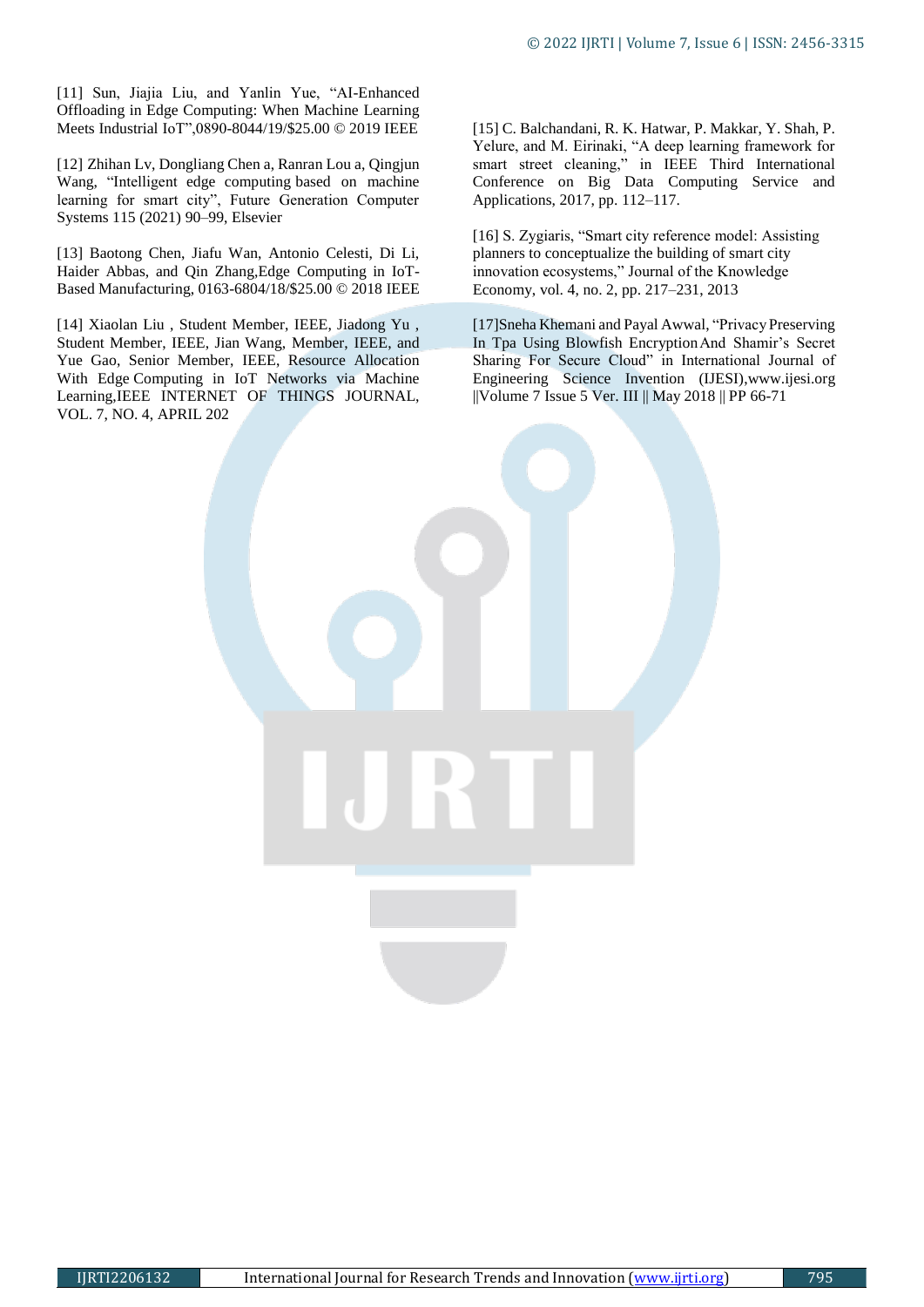[11] Sun, Jiajia Liu, and Yanlin Yue, "AI-Enhanced Offloading in Edge Computing: When Machine Learning Meets Industrial IoT",0890-8044/19/$25.00 © 2019 IEEE

[12] Zhihan Lv, Dongliang Chen a, Ranran Lou a, Qingjun Wang, "Intelligent edge computing based on machine learning for smart city", Future Generation Computer Systems 115 (2021) 90–99, Elsevier

[13] Baotong Chen, Jiafu Wan, Antonio Celesti, Di Li, Haider Abbas, and Qin Zhang,Edge Computing in IoT-Based Manufacturing, 0163-6804/18/$25.00 © 2018 IEEE

[14] Xiaolan Liu , Student Member, IEEE, Jiadong Yu , Student Member, IEEE, Jian Wang, Member, IEEE, and Yue Gao, Senior Member, IEEE, Resource Allocation With Edge Computing in IoT Networks via Machine Learning,IEEE INTERNET OF THINGS JOURNAL, VOL. 7, NO. 4, APRIL 202

[15] C. Balchandani, R. K. Hatwar, P. Makkar, Y. Shah, P. Yelure, and M. Eirinaki, "A deep learning framework for smart street cleaning," in IEEE Third International Conference on Big Data Computing Service and Applications, 2017, pp. 112–117.

[16] S. Zygiaris, "Smart city reference model: Assisting planners to conceptualize the building of smart city innovation ecosystems," Journal of the Knowledge Economy, vol. 4, no. 2, pp. 217–231, 2013

[17]Sneha Khemani and Payal Awwal, "Privacy Preserving In Tpa Using Blowfish Encryption And Shamir's Secret Sharing For Secure Cloud" in International Journal of Engineering Science Invention (IJESI),www.ijesi.org ||Volume 7 Issue 5 Ver. III || May 2018 || PP 66-71